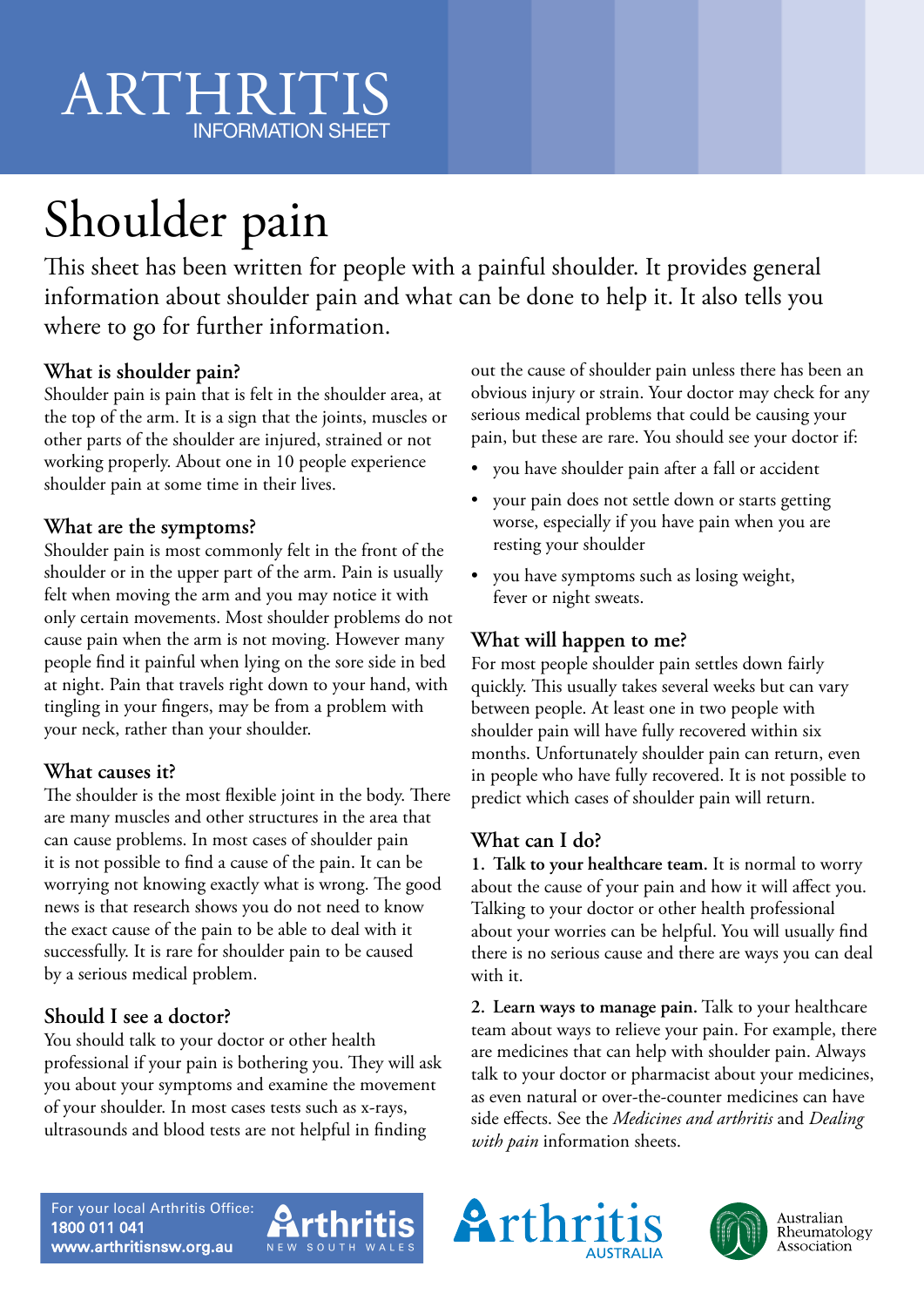ARTHRITIS
INFORMATION SHEET

# Shoulder pain

This sheet has been written for people with a painful shoulder. It provides general information about shoulder pain and what can be done to help it. It also tells you where to go for further information.

## What is shoulder pain?

Shoulder pain is pain that is felt in the shoulder area, at the top of the arm. It is a sign that the joints, muscles or other parts of the shoulder are injured, strained or not working properly. About one in 10 people experience shoulder pain at some time in their lives.

## What are the symptoms?

Shoulder pain is most commonly felt in the front of the shoulder or in the upper part of the arm. Pain is usually felt when moving the arm and you may notice it with only certain movements. Most shoulder problems do not cause pain when the arm is not moving. However many people find it painful when lying on the sore side in bed at night. Pain that travels right down to your hand, with tingling in your fingers, may be from a problem with your neck, rather than your shoulder.

## What causes it?

The shoulder is the most flexible joint in the body. There are many muscles and other structures in the area that can cause problems. In most cases of shoulder pain it is not possible to find a cause of the pain. It can be worrying not knowing exactly what is wrong. The good news is that research shows you do not need to know the exact cause of the pain to be able to deal with it successfully. It is rare for shoulder pain to be caused by a serious medical problem.

## Should I see a doctor?

You should talk to your doctor or other health professional if your pain is bothering you. They will ask you about your symptoms and examine the movement of your shoulder. In most cases tests such as x-rays, ultrasounds and blood tests are not helpful in finding out the cause of shoulder pain unless there has been an obvious injury or strain. Your doctor may check for any serious medical problems that could be causing your pain, but these are rare. You should see your doctor if:

- you have shoulder pain after a fall or accident
- your pain does not settle down or starts getting worse, especially if you have pain when you are resting your shoulder
- you have symptoms such as losing weight, fever or night sweats.

## What will happen to me?

For most people shoulder pain settles down fairly quickly. This usually takes several weeks but can vary between people. At least one in two people with shoulder pain will have fully recovered within six months. Unfortunately shoulder pain can return, even in people who have fully recovered. It is not possible to predict which cases of shoulder pain will return.

## What can I do?

**1. Talk to your healthcare team.** It is normal to worry about the cause of your pain and how it will affect you. Talking to your doctor or other health professional about your worries can be helpful. You will usually find there is no serious cause and there are ways you can deal with it.

**2. Learn ways to manage pain.** Talk to your healthcare team about ways to relieve your pain. For example, there are medicines that can help with shoulder pain. Always talk to your doctor or pharmacist about your medicines, as even natural or over-the-counter medicines can have side effects. See the *Medicines and arthritis* and *Dealing with pain* information sheets.

For your local Arthritis Office:
**1800 011 041**
**www.arthritisnsw.org.au**

Arthritis NEW SOUTH WALES

Arthritis AUSTRALIA

Australian Rheumatology Association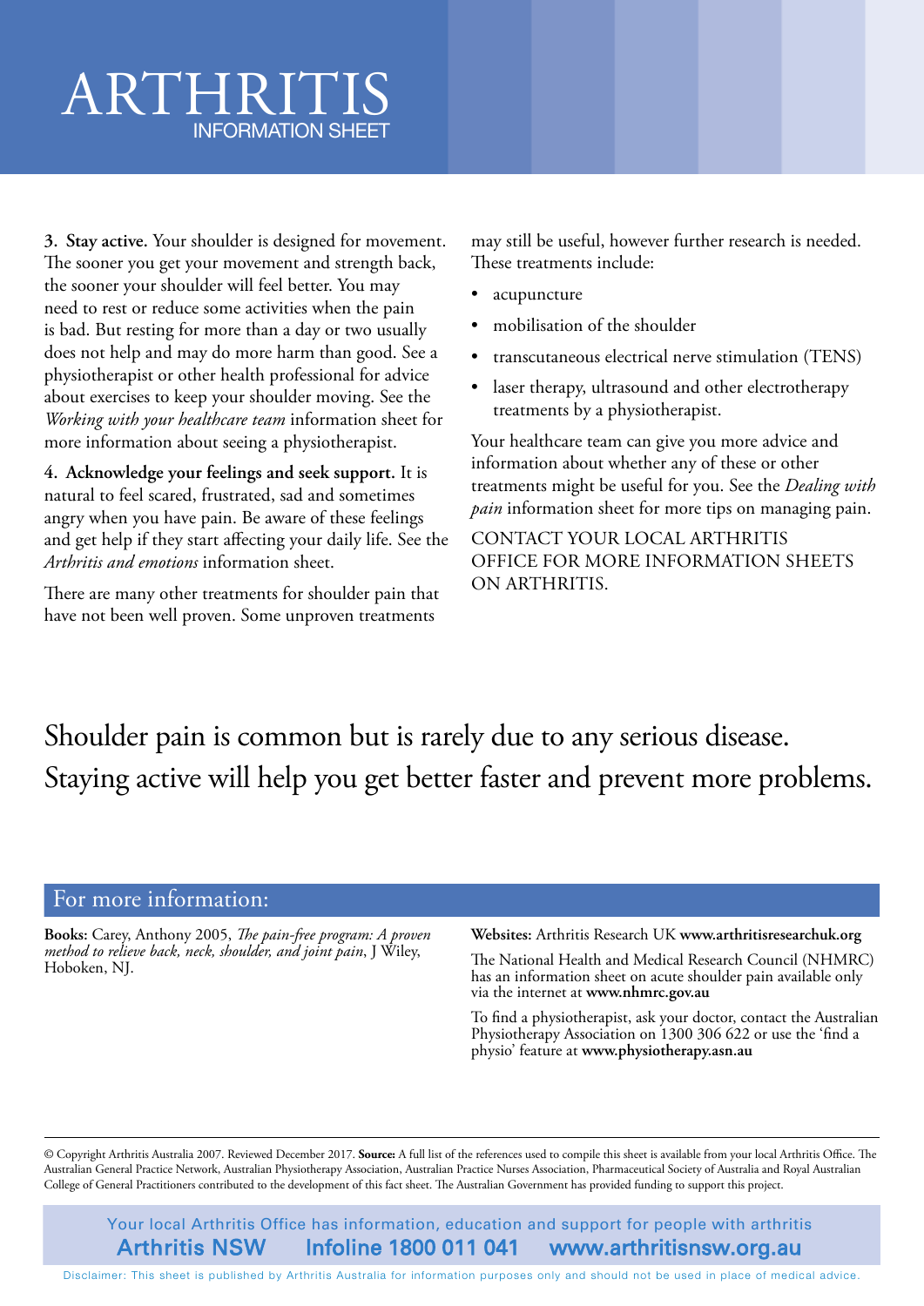**3. Stay active.** Your shoulder is designed for movement. The sooner you get your movement and strength back, the sooner your shoulder will feel better. You may need to rest or reduce some activities when the pain is bad. But resting for more than a day or two usually does not help and may do more harm than good. See a physiotherapist or other health professional for advice about exercises to keep your shoulder moving. See the *Working with your healthcare team* information sheet for more information about seeing a physiotherapist.

**4. Acknowledge your feelings and seek support.** It is natural to feel scared, frustrated, sad and sometimes angry when you have pain. Be aware of these feelings and get help if they start affecting your daily life. See the *Arthritis and emotions* information sheet.

There are many other treatments for shoulder pain that have not been well proven. Some unproven treatments may still be useful, however further research is needed. These treatments include:

- acupuncture
- mobilisation of the shoulder
- transcutaneous electrical nerve stimulation (TENS)
- laser therapy, ultrasound and other electrotherapy treatments by a physiotherapist.

Your healthcare team can give you more advice and information about whether any of these or other treatments might be useful for you. See the *Dealing with pain* information sheet for more tips on managing pain.

CONTACT YOUR LOCAL ARTHRITIS OFFICE FOR MORE INFORMATION SHEETS ON ARTHRITIS.

## Shoulder pain is common but is rarely due to any serious disease. Staying active will help you get better faster and prevent more problems.

## For more information:

**Books:** Carey, Anthony 2005, *The pain-free program: A proven method to relieve back, neck, shoulder, and joint pain*, J Wiley, Hoboken, NJ.

**Websites:** Arthritis Research UK **www.arthritisresearchuk.org**

The National Health and Medical Research Council (NHMRC) has an information sheet on acute shoulder pain available only via the internet at **www.nhmrc.gov.au**

To find a physiotherapist, ask your doctor, contact the Australian Physiotherapy Association on 1300 306 622 or use the 'find a physio' feature at **www.physiotherapy.asn.au**

© Copyright Arthritis Australia 2007. Reviewed December 2017. **Source:** A full list of the references used to compile this sheet is available from your local Arthritis Office. The Australian General Practice Network, Australian Physiotherapy Association, Australian Practice Nurses Association, Pharmaceutical Society of Australia and Royal Australian College of General Practitioners contributed to the development of this fact sheet. The Australian Government has provided funding to support this project.

Your local Arthritis Office has information, education and support for people with arthritis

**Arthritis NSW Infoline 1800 011 041 www.arthritisnsw.org.au**

Disclaimer: This sheet is published by Arthritis Australia for information purposes only and should not be used in place of medical advice.